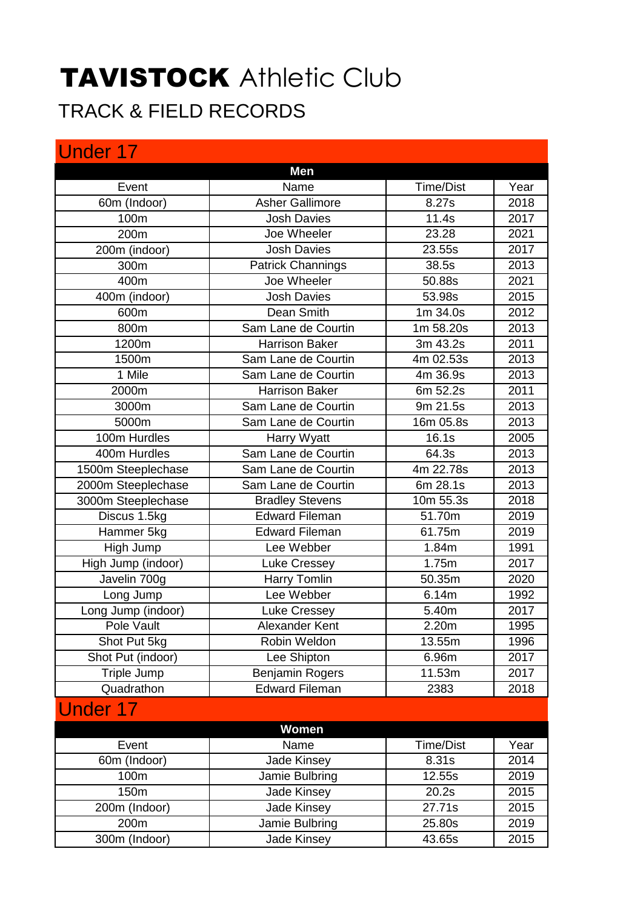# **TAVISTOCK** Athletic Club

## TRACK & FIELD RECORDS

### Under 17

**Men**

| Event | Name | Time/Dist | Year |
|---|---|---|---|
| 60m (Indoor) | Asher Gallimore | 8.27s | 2018 |
| 100m | Josh Davies | 11.4s | 2017 |
| 200m | Joe Wheeler | 23.28 | 2021 |
| 200m (indoor) | Josh Davies | 23.55s | 2017 |
| 300m | Patrick Channings | 38.5s | 2013 |
| 400m | Joe Wheeler | 50.88s | 2021 |
| 400m (indoor) | Josh Davies | 53.98s | 2015 |
| 600m | Dean Smith | 1m 34.0s | 2012 |
| 800m | Sam Lane de Courtin | 1m 58.20s | 2013 |
| 1200m | Harrison Baker | 3m 43.2s | 2011 |
| 1500m | Sam Lane de Courtin | 4m 02.53s | 2013 |
| 1 Mile | Sam Lane de Courtin | 4m 36.9s | 2013 |
| 2000m | Harrison Baker | 6m 52.2s | 2011 |
| 3000m | Sam Lane de Courtin | 9m 21.5s | 2013 |
| 5000m | Sam Lane de Courtin | 16m 05.8s | 2013 |
| 100m Hurdles | Harry Wyatt | 16.1s | 2005 |
| 400m Hurdles | Sam Lane de Courtin | 64.3s | 2013 |
| 1500m Steeplechase | Sam Lane de Courtin | 4m 22.78s | 2013 |
| 2000m Steeplechase | Sam Lane de Courtin | 6m 28.1s | 2013 |
| 3000m Steeplechase | Bradley Stevens | 10m 55.3s | 2018 |
| Discus 1.5kg | Edward Fileman | 51.70m | 2019 |
| Hammer 5kg | Edward Fileman | 61.75m | 2019 |
| High Jump | Lee Webber | 1.84m | 1991 |
| High Jump (indoor) | Luke Cressey | 1.75m | 2017 |
| Javelin 700g | Harry Tomlin | 50.35m | 2020 |
| Long Jump | Lee Webber | 6.14m | 1992 |
| Long Jump (indoor) | Luke Cressey | 5.40m | 2017 |
| Pole Vault | Alexander Kent | 2.20m | 1995 |
| Shot Put 5kg | Robin Weldon | 13.55m | 1996 |
| Shot Put (indoor) | Lee Shipton | 6.96m | 2017 |
| Triple Jump | Benjamin Rogers | 11.53m | 2017 |
| Quadrathon | Edward Fileman | 2383 | 2018 |

### Under 17

**Women**

| Event | Name | Time/Dist | Year |
|---|---|---|---|
| 60m (Indoor) | Jade Kinsey | 8.31s | 2014 |
| 100m | Jamie Bulbring | 12.55s | 2019 |
| 150m | Jade Kinsey | 20.2s | 2015 |
| 200m (Indoor) | Jade Kinsey | 27.71s | 2015 |
| 200m | Jamie Bulbring | 25.80s | 2019 |
| 300m (Indoor) | Jade Kinsey | 43.65s | 2015 |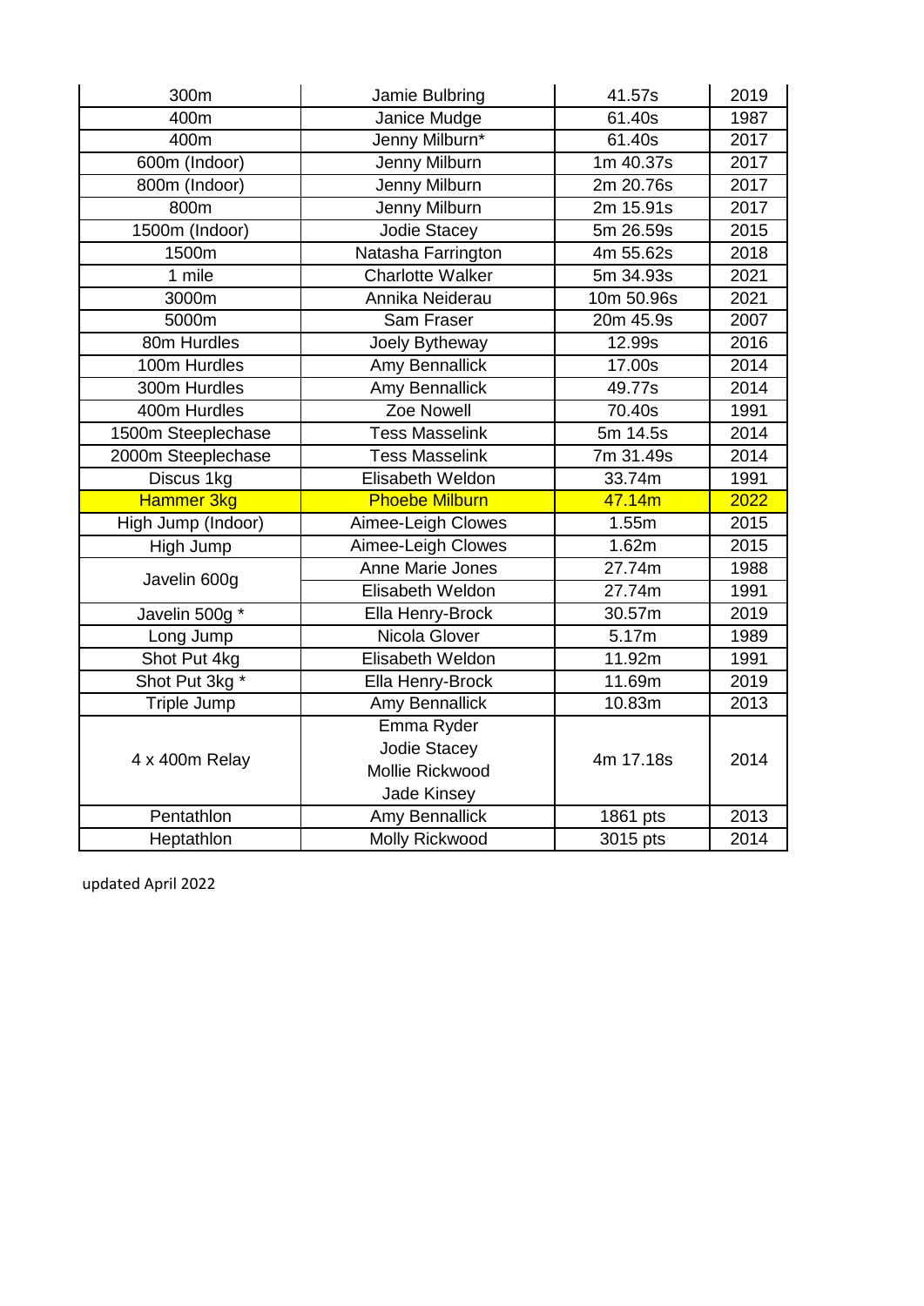| | | | |
|---|---|---|---|
| 300m | Jamie Bulbring | 41.57s | 2019 |
| 400m | Janice Mudge | 61.40s | 1987 |
| 400m | Jenny Milburn* | 61.40s | 2017 |
| 600m (Indoor) | Jenny Milburn | 1m 40.37s | 2017 |
| 800m (Indoor) | Jenny Milburn | 2m 20.76s | 2017 |
| 800m | Jenny Milburn | 2m 15.91s | 2017 |
| 1500m (Indoor) | Jodie Stacey | 5m 26.59s | 2015 |
| 1500m | Natasha Farrington | 4m 55.62s | 2018 |
| 1 mile | Charlotte Walker | 5m 34.93s | 2021 |
| 3000m | Annika Neiderau | 10m 50.96s | 2021 |
| 5000m | Sam Fraser | 20m 45.9s | 2007 |
| 80m Hurdles | Joely Bytheway | 12.99s | 2016 |
| 100m Hurdles | Amy Bennallick | 17.00s | 2014 |
| 300m Hurdles | Amy Bennallick | 49.77s | 2014 |
| 400m Hurdles | Zoe Nowell | 70.40s | 1991 |
| 1500m Steeplechase | Tess Masselink | 5m 14.5s | 2014 |
| 2000m Steeplechase | Tess Masselink | 7m 31.49s | 2014 |
| Discus 1kg | Elisabeth Weldon | 33.74m | 1991 |
| Hammer 3kg | Phoebe Milburn | 47.14m | 2022 |
| High Jump (Indoor) | Aimee-Leigh Clowes | 1.55m | 2015 |
| High Jump | Aimee-Leigh Clowes | 1.62m | 2015 |
| Javelin 600g | Anne Marie Jones | 27.74m | 1988 |
| | Elisabeth Weldon | 27.74m | 1991 |
| Javelin 500g * | Ella Henry-Brock | 30.57m | 2019 |
| Long Jump | Nicola Glover | 5.17m | 1989 |
| Shot Put 4kg | Elisabeth Weldon | 11.92m | 1991 |
| Shot Put 3kg * | Ella Henry-Brock | 11.69m | 2019 |
| Triple Jump | Amy Bennallick | 10.83m | 2013 |
| 4 x 400m Relay | Emma Ryder<br>Jodie Stacey<br>Mollie Rickwood<br>Jade Kinsey | 4m 17.18s | 2014 |
| Pentathlon | Amy Bennallick | 1861 pts | 2013 |
| Heptathlon | Molly Rickwood | 3015 pts | 2014 |

updated April 2022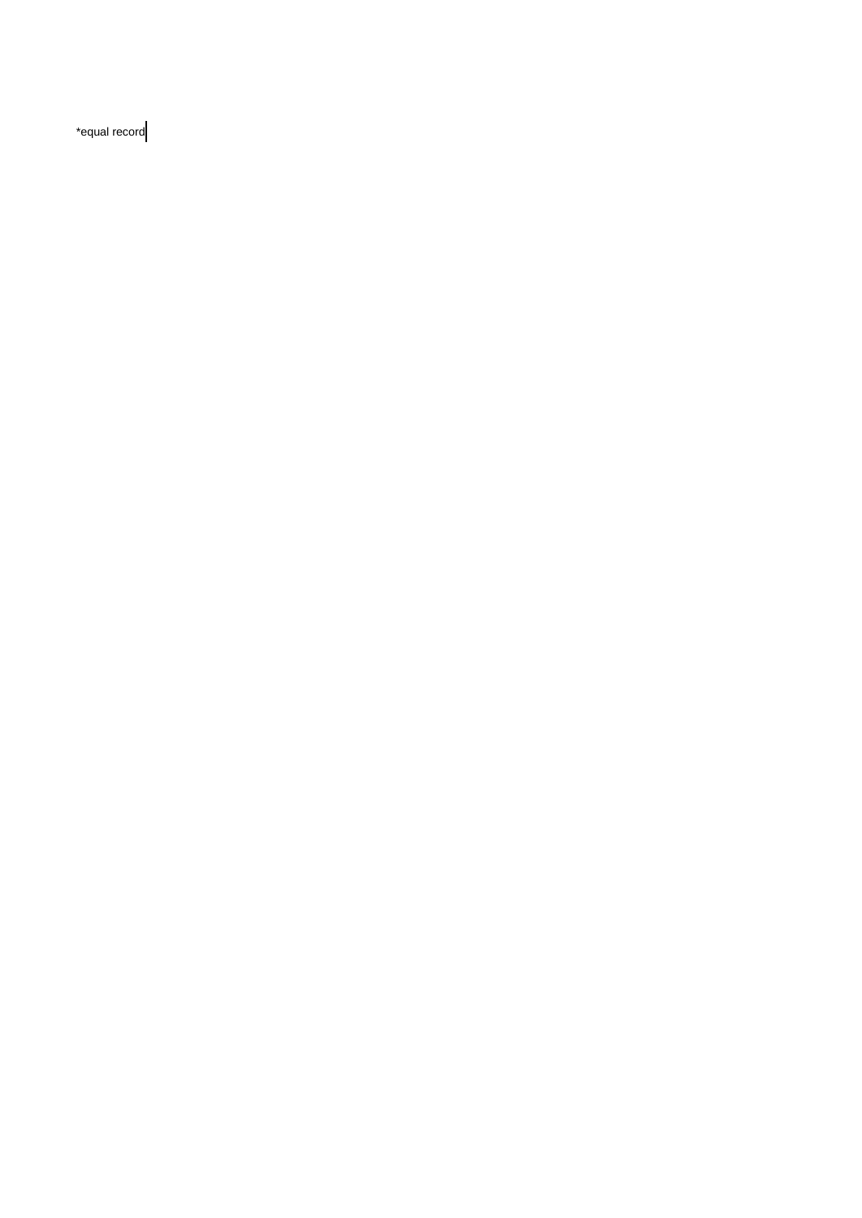*equal record